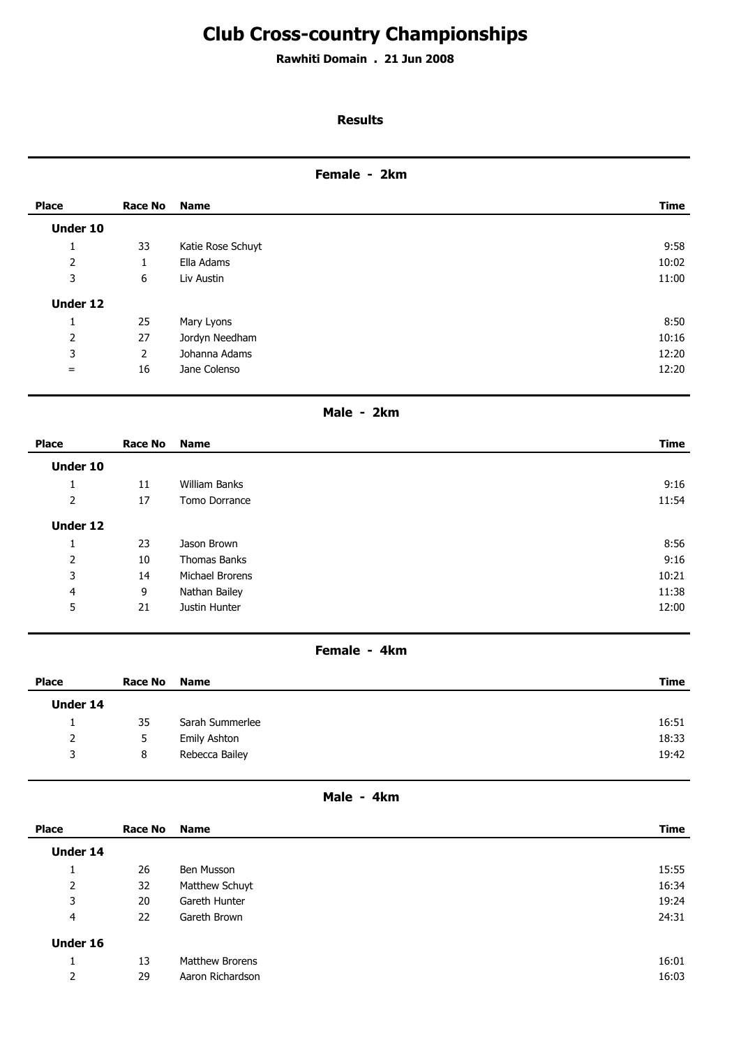# Club Cross-country Championships

**Rawhiti Domain . 21 Jun 2008**

**Results**

## Female - 2km

| Place | Race No | Name | Time |
|---|---|---|---|
| **Under 10** | | | |
| 1 | 33 | Katie Rose Schuyt | 9:58 |
| 2 | 1 | Ella Adams | 10:02 |
| 3 | 6 | Liv Austin | 11:00 |
| **Under 12** | | | |
| 1 | 25 | Mary Lyons | 8:50 |
| 2 | 27 | Jordyn Needham | 10:16 |
| 3 | 2 | Johanna Adams | 12:20 |
| = | 16 | Jane Colenso | 12:20 |

## Male - 2km

| Place | Race No | Name | Time |
|---|---|---|---|
| **Under 10** | | | |
| 1 | 11 | William Banks | 9:16 |
| 2 | 17 | Tomo Dorrance | 11:54 |
| **Under 12** | | | |
| 1 | 23 | Jason Brown | 8:56 |
| 2 | 10 | Thomas Banks | 9:16 |
| 3 | 14 | Michael Brorens | 10:21 |
| 4 | 9 | Nathan Bailey | 11:38 |
| 5 | 21 | Justin Hunter | 12:00 |

## Female - 4km

| Place | Race No | Name | Time |
|---|---|---|---|
| **Under 14** | | | |
| 1 | 35 | Sarah Summerlee | 16:51 |
| 2 | 5 | Emily Ashton | 18:33 |
| 3 | 8 | Rebecca Bailey | 19:42 |

## Male - 4km

| Place | Race No | Name | Time |
|---|---|---|---|
| **Under 14** | | | |
| 1 | 26 | Ben Musson | 15:55 |
| 2 | 32 | Matthew Schuyt | 16:34 |
| 3 | 20 | Gareth Hunter | 19:24 |
| 4 | 22 | Gareth Brown | 24:31 |
| **Under 16** | | | |
| 1 | 13 | Matthew Brorens | 16:01 |
| 2 | 29 | Aaron Richardson | 16:03 |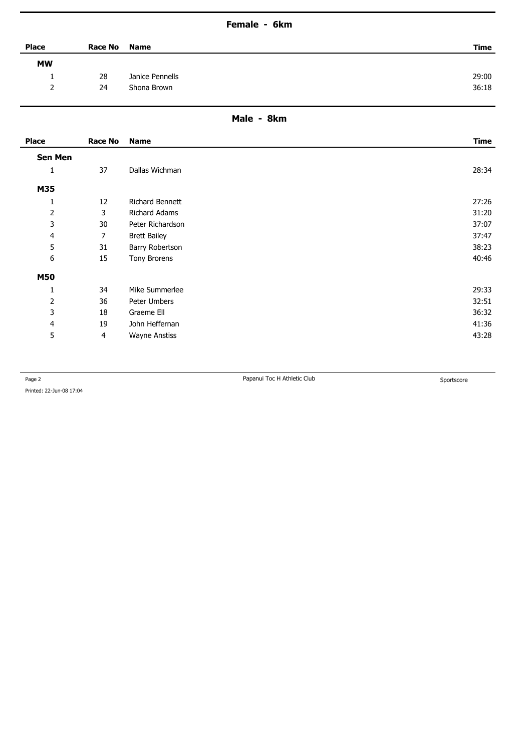## Female - 6km

| Place | Race No | Name | Time |
|---|---|---|---|
| **MW** | | | |
| 1 | 28 | Janice Pennells | 29:00 |
| 2 | 24 | Shona Brown | 36:18 |

## Male - 8km

| Place | Race No | Name | Time |
|---|---|---|---|
| **Sen Men** | | | |
| 1 | 37 | Dallas Wichman | 28:34 |
| **M35** | | | |
| 1 | 12 | Richard Bennett | 27:26 |
| 2 | 3 | Richard Adams | 31:20 |
| 3 | 30 | Peter Richardson | 37:07 |
| 4 | 7 | Brett Bailey | 37:47 |
| 5 | 31 | Barry Robertson | 38:23 |
| 6 | 15 | Tony Brorens | 40:46 |
| **M50** | | | |
| 1 | 34 | Mike Summerlee | 29:33 |
| 2 | 36 | Peter Umbers | 32:51 |
| 3 | 18 | Graeme Ell | 36:32 |
| 4 | 19 | John Heffernan | 41:36 |
| 5 | 4 | Wayne Anstiss | 43:28 |

Printed: 22-Jun-08 17:04